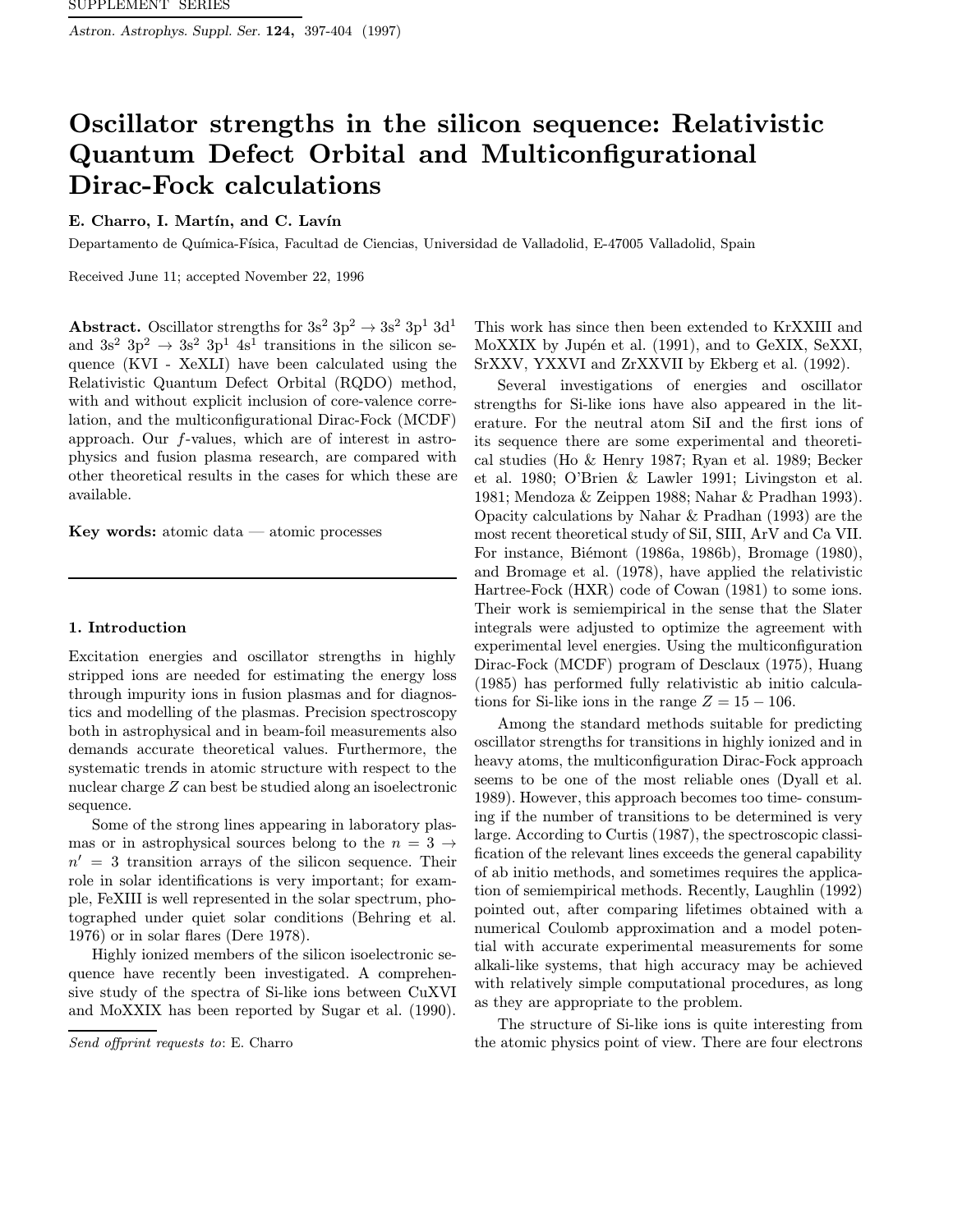# Oscillator strengths in the silicon sequence: Relativistic Quantum Defect Orbital and Multiconfigurational Dirac-Fock calculations

**E. Charro, I. Martín, and C. Lavín**

Departamento de Química-Física, Facultad de Ciencias, Universidad de Valladolid, E-47005 Valladolid, Spain

Received June 11; accepted November 22, 1996

**Abstract.** Oscillator strengths for $3s^2\ 3p^2 \rightarrow 3s^2\ 3p^1\ 3d^1$ and $3s^2\ 3p^2 \rightarrow 3s^2\ 3p^1\ 4s^1$ transitions in the silicon sequence (KVI - XeXLI) have been calculated using the Relativistic Quantum Defect Orbital (RQDO) method, with and without explicit inclusion of core-valence correlation, and the multiconfigurational Dirac-Fock (MCDF) approach. Our $f$-values, which are of interest in astrophysics and fusion plasma research, are compared with other theoretical results in the cases for which these are available.

**Key words:** atomic data — atomic processes

## 1. Introduction

Excitation energies and oscillator strengths in highly stripped ions are needed for estimating the energy loss through impurity ions in fusion plasmas and for diagnostics and modelling of the plasmas. Precision spectroscopy both in astrophysical and in beam-foil measurements also demands accurate theoretical values. Furthermore, the systematic trends in atomic structure with respect to the nuclear charge $Z$ can best be studied along an isoelectronic sequence.

Some of the strong lines appearing in laboratory plasmas or in astrophysical sources belong to the $n = 3 \rightarrow n' = 3$ transition arrays of the silicon sequence. Their role in solar identifications is very important; for example, FeXIII is well represented in the solar spectrum, photographed under quiet solar conditions (Behring et al. 1976) or in solar flares (Dere 1978).

Highly ionized members of the silicon isoelectronic sequence have recently been investigated. A comprehensive study of the spectra of Si-like ions between CuXVI and MoXXIX has been reported by Sugar et al. (1990). This work has since then been extended to KrXXIII and MoXXIX by Jupén et al. (1991), and to GeXIX, SeXXI, SrXXV, YXXVI and ZrXXVII by Ekberg et al. (1992).

Several investigations of energies and oscillator strengths for Si-like ions have also appeared in the literature. For the neutral atom SiI and the first ions of its sequence there are some experimental and theoretical studies (Ho & Henry 1987; Ryan et al. 1989; Becker et al. 1980; O'Brien & Lawler 1991; Livingston et al. 1981; Mendoza & Zeippen 1988; Nahar & Pradhan 1993). Opacity calculations by Nahar & Pradhan (1993) are the most recent theoretical study of SiI, SIII, ArV and Ca VII. For instance, Biémont (1986a, 1986b), Bromage (1980), and Bromage et al. (1978), have applied the relativistic Hartree-Fock (HXR) code of Cowan (1981) to some ions. Their work is semiempirical in the sense that the Slater integrals were adjusted to optimize the agreement with experimental level energies. Using the multiconfiguration Dirac-Fock (MCDF) program of Desclaux (1975), Huang (1985) has performed fully relativistic ab initio calculations for Si-like ions in the range $Z = 15 - 106$.

Among the standard methods suitable for predicting oscillator strengths for transitions in highly ionized and in heavy atoms, the multiconfiguration Dirac-Fock approach seems to be one of the most reliable ones (Dyall et al. 1989). However, this approach becomes too time- consuming if the number of transitions to be determined is very large. According to Curtis (1987), the spectroscopic classification of the relevant lines exceeds the general capability of ab initio methods, and sometimes requires the application of semiempirical methods. Recently, Laughlin (1992) pointed out, after comparing lifetimes obtained with a numerical Coulomb approximation and a model potential with accurate experimental measurements for some alkali-like systems, that high accuracy may be achieved with relatively simple computational procedures, as long as they are appropriate to the problem.

The structure of Si-like ions is quite interesting from the atomic physics point of view. There are four electrons

*Send offprint requests to*: E. Charro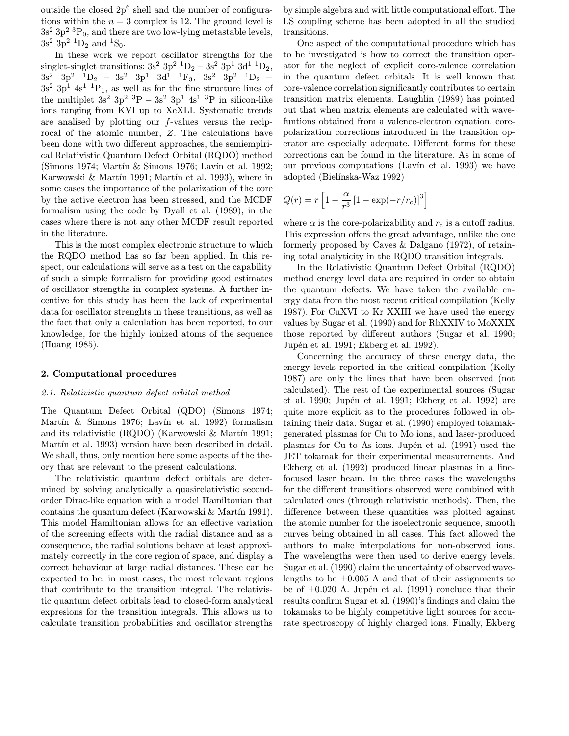outside the closed $2p^6$ shell and the number of configurations within the $n = 3$ complex is 12. The ground level is $3s^2\ 3p^2\ ^3P_0$, and there are two low-lying metastable levels, $3s^2\ 3p^2\ ^1D_2$ and $^1S_0$.

In these work we report oscillator strengths for the singlet-singlet transitions: $3s^2\ 3p^2\ ^1D_2 - 3s^2\ 3p^1\ 3d^1\ ^1D_2$, $3s^2\ 3p^2\ ^1D_2 - 3s^2\ 3p^1\ 3d^1\ ^1F_3$, $3s^2\ 3p^2\ ^1D_2 - 3s^2\ 3p^1\ 4s^1\ ^1P_1$, as well as for the fine structure lines of the multiplet $3s^2\ 3p^2\ ^3P - 3s^2\ 3p^1\ 4s^1\ ^3P$ in silicon-like ions ranging from KVI up to XeXLI. Systematic trends are analised by plotting our $f$-values versus the reciprocal of the atomic number, $Z$. The calculations have been done with two different approaches, the semiempirical Relativistic Quantum Defect Orbital (RQDO) method (Simons 1974; Martín & Simons 1976; Lavín et al. 1992; Karwowski & Martín 1991; Martín et al. 1993), where in some cases the importance of the polarization of the core by the active electron has been stressed, and the MCDF formalism using the code by Dyall et al. (1989), in the cases where there is not any other MCDF result reported in the literature.

This is the most complex electronic structure to which the RQDO method has so far been applied. In this respect, our calculations will serve as a test on the capability of such a simple formalism for providing good estimates of oscillator strengths in complex systems. A further incentive for this study has been the lack of experimental data for oscillator strenghts in these transitions, as well as the fact that only a calculation has been reported, to our knowledge, for the highly ionized atoms of the sequence (Huang 1985).

## 2. Computational procedures

### 2.1. Relativistic quantum defect orbital method

The Quantum Defect Orbital (QDO) (Simons 1974; Martín & Simons 1976; Lavín et al. 1992) formalism and its relativistic (RQDO) (Karwowski & Martín 1991; Martín et al. 1993) version have been described in detail. We shall, thus, only mention here some aspects of the theory that are relevant to the present calculations.

The relativistic quantum defect orbitals are determined by solving analytically a quasirelativistic second-order Dirac-like equation with a model Hamiltonian that contains the quantum defect (Karwowski & Martín 1991). This model Hamiltonian allows for an effective variation of the screening effects with the radial distance and as a consequence, the radial solutions behave at least approximately correctly in the core region of space, and display a correct behaviour at large radial distances. These can be expected to be, in most cases, the most relevant regions that contribute to the transition integral. The relativistic quantum defect orbitals lead to closed-form analytical expresions for the transition integrals. This allows us to calculate transition probabilities and oscillator strengths by simple algebra and with little computational effort. The LS coupling scheme has been adopted in all the studied transitions.

One aspect of the computational procedure which has to be investigated is how to correct the transition operator for the neglect of explicit core-valence correlation in the quantum defect orbitals. It is well known that core-valence correlation significantly contributes to certain transition matrix elements. Laughlin (1989) has pointed out that when matrix elements are calculated with wavefuntions obtained from a valence-electron equation, core-polarization corrections introduced in the transition operator are especially adequate. Different forms for these corrections can be found in the literature. As in some of our previous computations (Lavín et al. 1993) we have adopted (Bielínska-Waz 1992)

$$Q(r) = r\left[1 - \frac{\alpha}{r^3}\left[1 - \exp(-r/r_c)\right]^3\right]$$

where $\alpha$ is the core-polarizability and $r_c$ is a cutoff radius. This expression offers the great advantage, unlike the one formerly proposed by Caves & Dalgano (1972), of retaining total analyticity in the RQDO transition integrals.

In the Relativistic Quantum Defect Orbital (RQDO) method energy level data are required in order to obtain the quantum defects. We have taken the available energy data from the most recent critical compilation (Kelly 1987). For CuXVI to Kr XXIII we have used the energy values by Sugar et al. (1990) and for RbXXIV to MoXXIX those reported by different authors (Sugar et al. 1990; Jupén et al. 1991; Ekberg et al. 1992).

Concerning the accuracy of these energy data, the energy levels reported in the critical compilation (Kelly 1987) are only the lines that have been observed (not calculated). The rest of the experimental sources (Sugar et al. 1990; Jupén et al. 1991; Ekberg et al. 1992) are quite more explicit as to the procedures followed in obtaining their data. Sugar et al. (1990) employed tokamak-generated plasmas for Cu to Mo ions, and laser-produced plasmas for Cu to As ions. Jupén et al. (1991) used the JET tokamak for their experimental measurements. And Ekberg et al. (1992) produced linear plasmas in a line-focused laser beam. In the three cases the wavelengths for the different transitions observed were combined with calculated ones (through relativistic methods). Then, the difference between these quantities was plotted against the atomic number for the isoelectronic sequence, smooth curves being obtained in all cases. This fact allowed the authors to make interpolations for non-observed ions. The wavelengths were then used to derive energy levels. Sugar et al. (1990) claim the uncertainty of observed wavelengths to be $\pm 0.005$ A and that of their assignments to be of $\pm 0.020$ A. Jupén et al. (1991) conclude that their results confirm Sugar et al. (1990)'s findings and claim the tokamaks to be highly competitive light sources for accurate spectroscopy of highly charged ions. Finally, Ekberg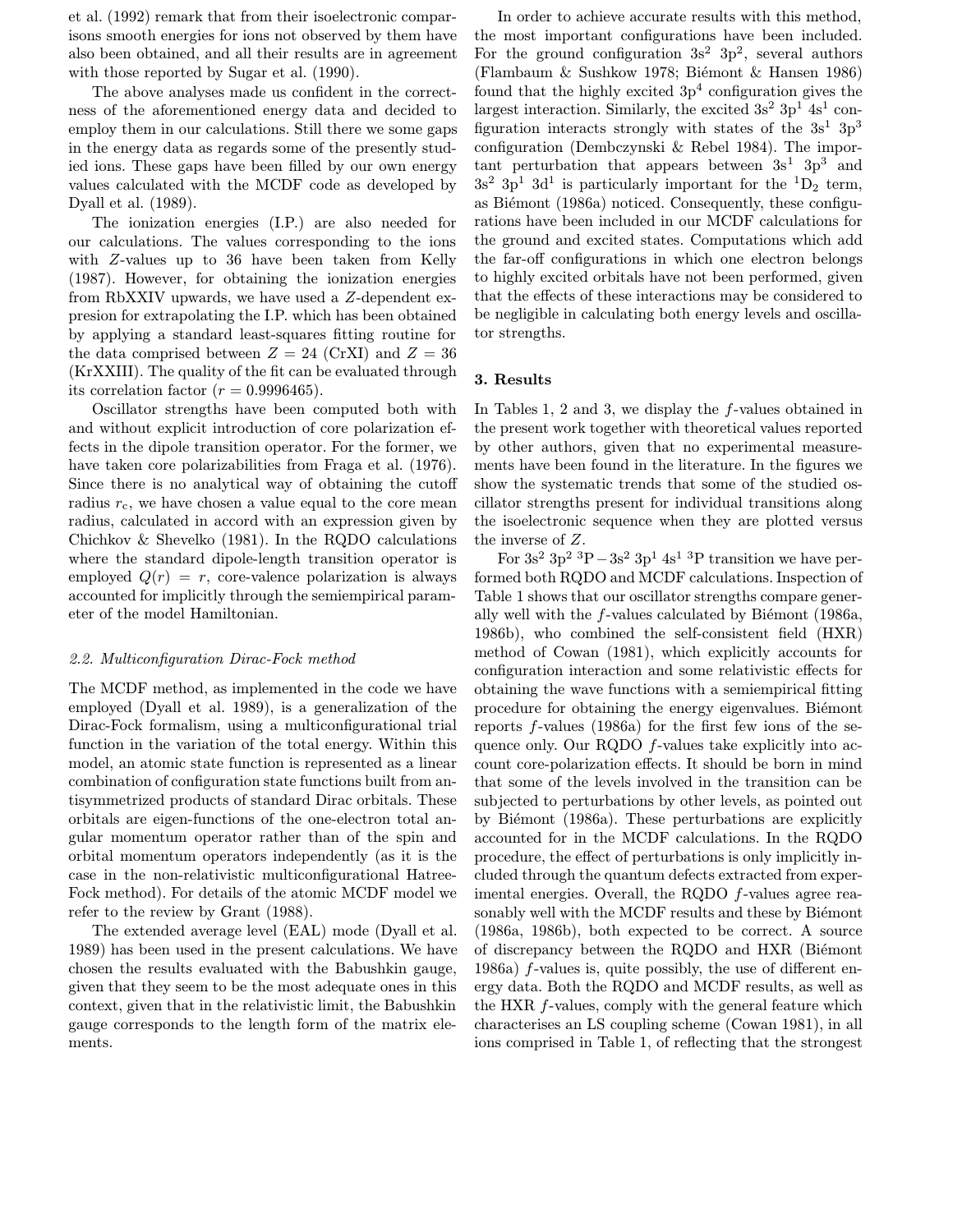et al. (1992) remark that from their isoelectronic comparisons smooth energies for ions not observed by them have also been obtained, and all their results are in agreement with those reported by Sugar et al. (1990).

The above analyses made us confident in the correctness of the aforementioned energy data and decided to employ them in our calculations. Still there we some gaps in the energy data as regards some of the presently studied ions. These gaps have been filled by our own energy values calculated with the MCDF code as developed by Dyall et al. (1989).

The ionization energies (I.P.) are also needed for our calculations. The values corresponding to the ions with $Z$-values up to 36 have been taken from Kelly (1987). However, for obtaining the ionization energies from RbXXIV upwards, we have used a $Z$-dependent expresion for extrapolating the I.P. which has been obtained by applying a standard least-squares fitting routine for the data comprised between $Z = 24$ (CrXI) and $Z = 36$ (KrXXIII). The quality of the fit can be evaluated through its correlation factor ($r = 0.9996465$).

Oscillator strengths have been computed both with and without explicit introduction of core polarization effects in the dipole transition operator. For the former, we have taken core polarizabilities from Fraga et al. (1976). Since there is no analytical way of obtaining the cutoff radius $r_c$, we have chosen a value equal to the core mean radius, calculated in accord with an expression given by Chichkov & Shevelko (1981). In the RQDO calculations where the standard dipole-length transition operator is employed $Q(r) = r$, core-valence polarization is always accounted for implicitly through the semiempirical parameter of the model Hamiltonian.

### 2.2. Multiconfiguration Dirac-Fock method

The MCDF method, as implemented in the code we have employed (Dyall et al. 1989), is a generalization of the Dirac-Fock formalism, using a multiconfigurational trial function in the variation of the total energy. Within this model, an atomic state function is represented as a linear combination of configuration state functions built from antisymmetrized products of standard Dirac orbitals. These orbitals are eigen-functions of the one-electron total angular momentum operator rather than of the spin and orbital momentum operators independently (as it is the case in the non-relativistic multiconfigurational Hatree-Fock method). For details of the atomic MCDF model we refer to the review by Grant (1988).

The extended average level (EAL) mode (Dyall et al. 1989) has been used in the present calculations. We have chosen the results evaluated with the Babushkin gauge, given that they seem to be the most adequate ones in this context, given that in the relativistic limit, the Babushkin gauge corresponds to the length form of the matrix elements.

In order to achieve accurate results with this method, the most important configurations have been included. For the ground configuration $3s^2\ 3p^2$, several authors (Flambaum & Sushkow 1978; Biémont & Hansen 1986) found that the highly excited $3p^4$ configuration gives the largest interaction. Similarly, the excited $3s^2\ 3p^1\ 4s^1$ configuration interacts strongly with states of the $3s^1\ 3p^3$ configuration (Dembczynski & Rebel 1984). The important perturbation that appears between $3s^1\ 3p^3$ and $3s^2\ 3p^1\ 3d^1$ is particularly important for the $^1D_2$ term, as Biémont (1986a) noticed. Consequently, these configurations have been included in our MCDF calculations for the ground and excited states. Computations which add the far-off configurations in which one electron belongs to highly excited orbitals have not been performed, given that the effects of these interactions may be considered to be negligible in calculating both energy levels and oscillator strengths.

## 3. Results

In Tables 1, 2 and 3, we display the $f$-values obtained in the present work together with theoretical values reported by other authors, given that no experimental measurements have been found in the literature. In the figures we show the systematic trends that some of the studied oscillator strengths present for individual transitions along the isoelectronic sequence when they are plotted versus the inverse of $Z$.

For $3s^2\ 3p^2\ ^3P - 3s^2\ 3p^1\ 4s^1\ ^3P$ transition we have performed both RQDO and MCDF calculations. Inspection of Table 1 shows that our oscillator strengths compare generally well with the $f$-values calculated by Biémont (1986a, 1986b), who combined the self-consistent field (HXR) method of Cowan (1981), which explicitly accounts for configuration interaction and some relativistic effects for obtaining the wave functions with a semiempirical fitting procedure for obtaining the energy eigenvalues. Biémont reports $f$-values (1986a) for the first few ions of the sequence only. Our RQDO $f$-values take explicitly into account core-polarization effects. It should be born in mind that some of the levels involved in the transition can be subjected to perturbations by other levels, as pointed out by Biémont (1986a). These perturbations are explicitly accounted for in the MCDF calculations. In the RQDO procedure, the effect of perturbations is only implicitly included through the quantum defects extracted from experimental energies. Overall, the RQDO $f$-values agree reasonably well with the MCDF results and these by Biémont (1986a, 1986b), both expected to be correct. A source of discrepancy between the RQDO and HXR (Biémont 1986a) $f$-values is, quite possibly, the use of different energy data. Both the RQDO and MCDF results, as well as the HXR $f$-values, comply with the general feature which characterises an LS coupling scheme (Cowan 1981), in all ions comprised in Table 1, of reflecting that the strongest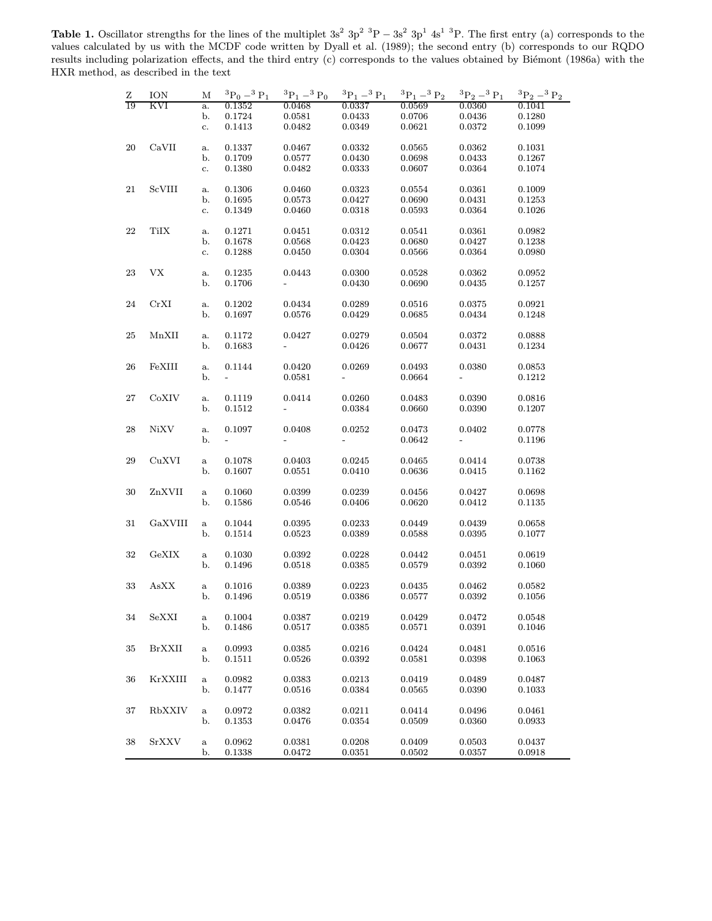**Table 1.** Oscillator strengths for the lines of the multiplet $3s^2\ 3p^2\ ^3P - 3s^2\ 3p^1\ 4s^1\ ^3P$. The first entry (a) corresponds to the values calculated by us with the MCDF code written by Dyall et al. (1989); the second entry (b) corresponds to our RQDO results including polarization effects, and the third entry (c) corresponds to the values obtained by Biémont (1986a) with the HXR method, as described in the text

| Z | ION | M | $^3P_0 - ^3P_1$ | $^3P_1 - ^3P_0$ | $^3P_1 - ^3P_1$ | $^3P_1 - ^3P_2$ | $^3P_2 - ^3P_1$ | $^3P_2 - ^3P_2$ |
|---|---|---|---|---|---|---|---|---|
| 19 | KVI | a. | 0.1352 | 0.0468 | 0.0337 | 0.0569 | 0.0360 | 0.1041 |
| | | b. | 0.1724 | 0.0581 | 0.0433 | 0.0706 | 0.0436 | 0.1280 |
| | | c. | 0.1413 | 0.0482 | 0.0349 | 0.0621 | 0.0372 | 0.1099 |
| 20 | CaVII | a. | 0.1337 | 0.0467 | 0.0332 | 0.0565 | 0.0362 | 0.1031 |
| | | b. | 0.1709 | 0.0577 | 0.0430 | 0.0698 | 0.0433 | 0.1267 |
| | | c. | 0.1380 | 0.0482 | 0.0333 | 0.0607 | 0.0364 | 0.1074 |
| 21 | ScVIII | a. | 0.1306 | 0.0460 | 0.0323 | 0.0554 | 0.0361 | 0.1009 |
| | | b. | 0.1695 | 0.0573 | 0.0427 | 0.0690 | 0.0431 | 0.1253 |
| | | c. | 0.1349 | 0.0460 | 0.0318 | 0.0593 | 0.0364 | 0.1026 |
| 22 | TiIX | a. | 0.1271 | 0.0451 | 0.0312 | 0.0541 | 0.0361 | 0.0982 |
| | | b. | 0.1678 | 0.0568 | 0.0423 | 0.0680 | 0.0427 | 0.1238 |
| | | c. | 0.1288 | 0.0450 | 0.0304 | 0.0566 | 0.0364 | 0.0980 |
| 23 | VX | a. | 0.1235 | 0.0443 | 0.0300 | 0.0528 | 0.0362 | 0.0952 |
| | | b. | 0.1706 | - | 0.0430 | 0.0690 | 0.0435 | 0.1257 |
| 24 | CrXI | a. | 0.1202 | 0.0434 | 0.0289 | 0.0516 | 0.0375 | 0.0921 |
| | | b. | 0.1697 | 0.0576 | 0.0429 | 0.0685 | 0.0434 | 0.1248 |
| 25 | MnXII | a. | 0.1172 | 0.0427 | 0.0279 | 0.0504 | 0.0372 | 0.0888 |
| | | b. | 0.1683 | - | 0.0426 | 0.0677 | 0.0431 | 0.1234 |
| 26 | FeXIII | a. | 0.1144 | 0.0420 | 0.0269 | 0.0493 | 0.0380 | 0.0853 |
| | | b. | - | 0.0581 | - | 0.0664 | - | 0.1212 |
| 27 | CoXIV | a. | 0.1119 | 0.0414 | 0.0260 | 0.0483 | 0.0390 | 0.0816 |
| | | b. | 0.1512 | - | 0.0384 | 0.0660 | 0.0390 | 0.1207 |
| 28 | NiXV | a. | 0.1097 | 0.0408 | 0.0252 | 0.0473 | 0.0402 | 0.0778 |
| | | b. | - | - | - | 0.0642 | - | 0.1196 |
| 29 | CuXVI | a | 0.1078 | 0.0403 | 0.0245 | 0.0465 | 0.0414 | 0.0738 |
| | | b. | 0.1607 | 0.0551 | 0.0410 | 0.0636 | 0.0415 | 0.1162 |
| 30 | ZnXVII | a | 0.1060 | 0.0399 | 0.0239 | 0.0456 | 0.0427 | 0.0698 |
| | | b. | 0.1586 | 0.0546 | 0.0406 | 0.0620 | 0.0412 | 0.1135 |
| 31 | GaXVIII | a | 0.1044 | 0.0395 | 0.0233 | 0.0449 | 0.0439 | 0.0658 |
| | | b. | 0.1514 | 0.0523 | 0.0389 | 0.0588 | 0.0395 | 0.1077 |
| 32 | GeXIX | a | 0.1030 | 0.0392 | 0.0228 | 0.0442 | 0.0451 | 0.0619 |
| | | b. | 0.1496 | 0.0518 | 0.0385 | 0.0579 | 0.0392 | 0.1060 |
| 33 | AsXX | a | 0.1016 | 0.0389 | 0.0223 | 0.0435 | 0.0462 | 0.0582 |
| | | b. | 0.1496 | 0.0519 | 0.0386 | 0.0577 | 0.0392 | 0.1056 |
| 34 | SeXXI | a | 0.1004 | 0.0387 | 0.0219 | 0.0429 | 0.0472 | 0.0548 |
| | | b. | 0.1486 | 0.0517 | 0.0385 | 0.0571 | 0.0391 | 0.1046 |
| 35 | BrXXII | a | 0.0993 | 0.0385 | 0.0216 | 0.0424 | 0.0481 | 0.0516 |
| | | b. | 0.1511 | 0.0526 | 0.0392 | 0.0581 | 0.0398 | 0.1063 |
| 36 | KrXXIII | a | 0.0982 | 0.0383 | 0.0213 | 0.0419 | 0.0489 | 0.0487 |
| | | b. | 0.1477 | 0.0516 | 0.0384 | 0.0565 | 0.0390 | 0.1033 |
| 37 | RbXXIV | a | 0.0972 | 0.0382 | 0.0211 | 0.0414 | 0.0496 | 0.0461 |
| | | b. | 0.1353 | 0.0476 | 0.0354 | 0.0509 | 0.0360 | 0.0933 |
| 38 | SrXXV | a | 0.0962 | 0.0381 | 0.0208 | 0.0409 | 0.0503 | 0.0437 |
| | | b. | 0.1338 | 0.0472 | 0.0351 | 0.0502 | 0.0357 | 0.0918 |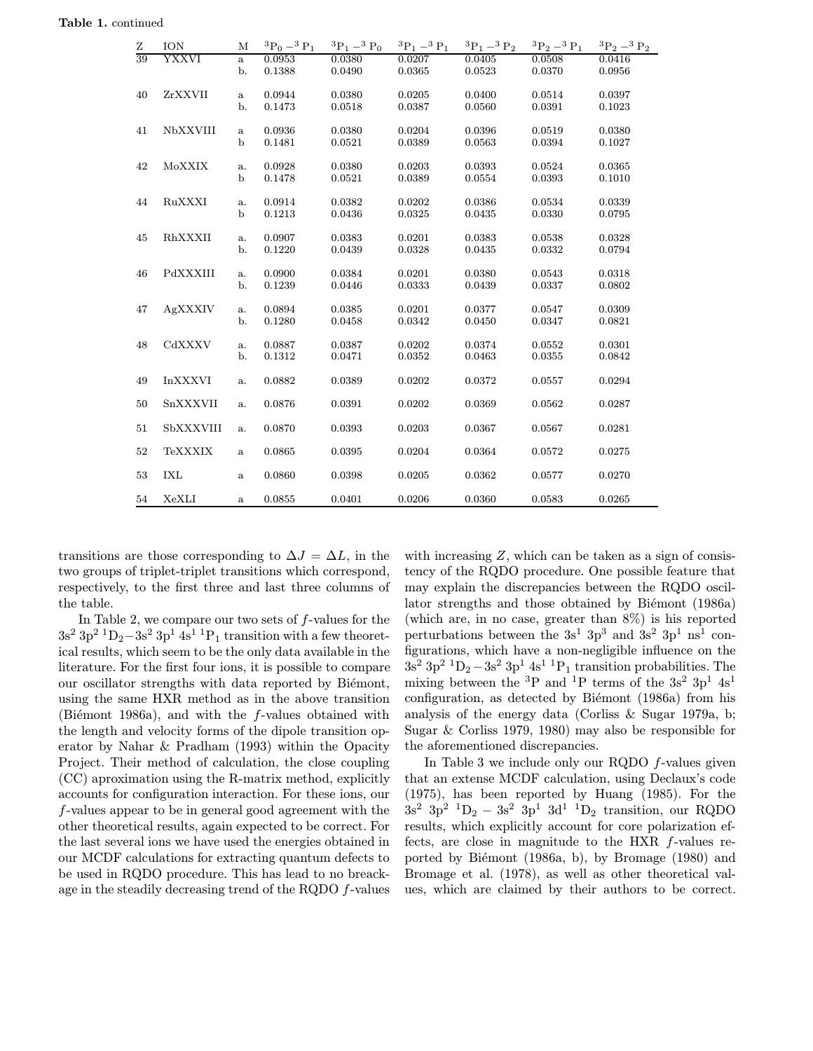**Table 1.** continued

| Z | ION | M | $^3P_0-^3P_1$ | $^3P_1-^3P_0$ | $^3P_1-^3P_1$ | $^3P_1-^3P_2$ | $^3P_2-^3P_1$ | $^3P_2-^3P_2$ |
|---|---|---|---|---|---|---|---|---|
| 39 | YXXVI | a | 0.0953 | 0.0380 | 0.0207 | 0.0405 | 0.0508 | 0.0416 |
| | | b. | 0.1388 | 0.0490 | 0.0365 | 0.0523 | 0.0370 | 0.0956 |
| 40 | ZrXXVII | a | 0.0944 | 0.0380 | 0.0205 | 0.0400 | 0.0514 | 0.0397 |
| | | b. | 0.1473 | 0.0518 | 0.0387 | 0.0560 | 0.0391 | 0.1023 |
| 41 | NbXXVIII | a | 0.0936 | 0.0380 | 0.0204 | 0.0396 | 0.0519 | 0.0380 |
| | | b | 0.1481 | 0.0521 | 0.0389 | 0.0563 | 0.0394 | 0.1027 |
| 42 | MoXXIX | a. | 0.0928 | 0.0380 | 0.0203 | 0.0393 | 0.0524 | 0.0365 |
| | | b | 0.1478 | 0.0521 | 0.0389 | 0.0554 | 0.0393 | 0.1010 |
| 44 | RuXXXI | a. | 0.0914 | 0.0382 | 0.0202 | 0.0386 | 0.0534 | 0.0339 |
| | | b | 0.1213 | 0.0436 | 0.0325 | 0.0435 | 0.0330 | 0.0795 |
| 45 | RhXXXII | a. | 0.0907 | 0.0383 | 0.0201 | 0.0383 | 0.0538 | 0.0328 |
| | | b. | 0.1220 | 0.0439 | 0.0328 | 0.0435 | 0.0332 | 0.0794 |
| 46 | PdXXXIII | a. | 0.0900 | 0.0384 | 0.0201 | 0.0380 | 0.0543 | 0.0318 |
| | | b. | 0.1239 | 0.0446 | 0.0333 | 0.0439 | 0.0337 | 0.0802 |
| 47 | AgXXXIV | a. | 0.0894 | 0.0385 | 0.0201 | 0.0377 | 0.0547 | 0.0309 |
| | | b. | 0.1280 | 0.0458 | 0.0342 | 0.0450 | 0.0347 | 0.0821 |
| 48 | CdXXXV | a. | 0.0887 | 0.0387 | 0.0202 | 0.0374 | 0.0552 | 0.0301 |
| | | b. | 0.1312 | 0.0471 | 0.0352 | 0.0463 | 0.0355 | 0.0842 |
| 49 | InXXXVI | a. | 0.0882 | 0.0389 | 0.0202 | 0.0372 | 0.0557 | 0.0294 |
| 50 | SnXXXVII | a. | 0.0876 | 0.0391 | 0.0202 | 0.0369 | 0.0562 | 0.0287 |
| 51 | SbXXXVIII | a. | 0.0870 | 0.0393 | 0.0203 | 0.0367 | 0.0567 | 0.0281 |
| 52 | TeXXXIX | a | 0.0865 | 0.0395 | 0.0204 | 0.0364 | 0.0572 | 0.0275 |
| 53 | IXL | a | 0.0860 | 0.0398 | 0.0205 | 0.0362 | 0.0577 | 0.0270 |
| 54 | XeXLI | a | 0.0855 | 0.0401 | 0.0206 | 0.0360 | 0.0583 | 0.0265 |

transitions are those corresponding to $\Delta J = \Delta L$, in the two groups of triplet-triplet transitions which correspond, respectively, to the first three and last three columns of the table.

In Table 2, we compare our two sets of $f$-values for the $3s^2\,3p^2\,{}^1D_2-3s^2\,3p^1\,4s^1\,{}^1P_1$ transition with a few theoretical results, which seem to be the only data available in the literature. For the first four ions, it is possible to compare our oscillator strengths with data reported by Biémont, using the same HXR method as in the above transition (Biémont 1986a), and with the $f$-values obtained with the length and velocity forms of the dipole transition operator by Nahar & Pradham (1993) within the Opacity Project. Their method of calculation, the close coupling (CC) aproximation using the R-matrix method, explicitly accounts for configuration interaction. For these ions, our $f$-values appear to be in general good agreement with the other theoretical results, again expected to be correct. For the last several ions we have used the energies obtained in our MCDF calculations for extracting quantum defects to be used in RQDO procedure. This has lead to no breackage in the steadily decreasing trend of the RQDO $f$-values with increasing $Z$, which can be taken as a sign of consistency of the RQDO procedure. One possible feature that may explain the discrepancies between the RQDO oscillator strengths and those obtained by Biémont (1986a) (which are, in no case, greater than 8%) is his reported perturbations between the $3s^1\,3p^3$ and $3s^2\,3p^1\,ns^1$ configurations, which have a non-negligible influence on the $3s^2\,3p^2\,{}^1D_2-3s^2\,3p^1\,4s^1\,{}^1P_1$ transition probabilities. The mixing between the $^3P$ and $^1P$ terms of the $3s^2\,3p^1\,4s^1$ configuration, as detected by Biémont (1986a) from his analysis of the energy data (Corliss & Sugar 1979a, b; Sugar & Corliss 1979, 1980) may also be responsible for the aforementioned discrepancies.

In Table 3 we include only our RQDO $f$-values given that an extense MCDF calculation, using Declaux's code (1975), has been reported by Huang (1985). For the $3s^2\,3p^2\,{}^1D_2-3s^2\,3p^1\,3d^1\,{}^1D_2$ transition, our RQDO results, which explicitly account for core polarization effects, are close in magnitude to the HXR $f$-values reported by Biémont (1986a, b), by Bromage (1980) and Bromage et al. (1978), as well as other theoretical values, which are claimed by their authors to be correct.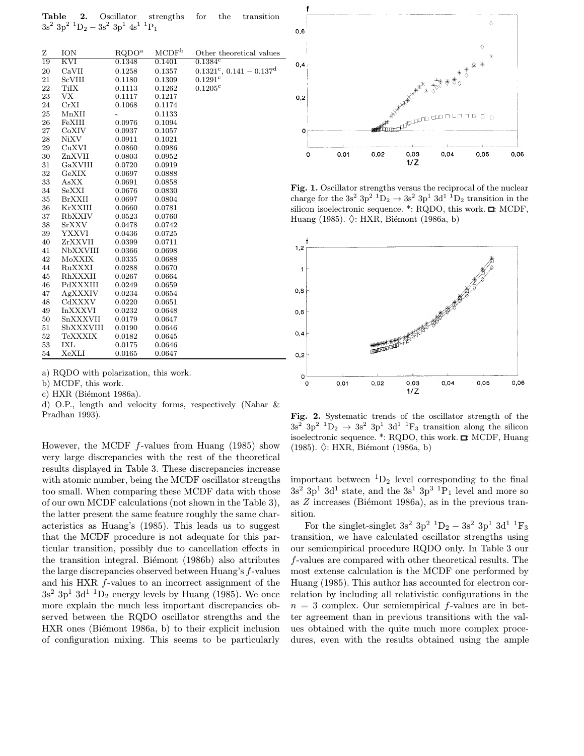**Table 2.** Oscillator strengths for the transition $3s^2\,3p^2\,{}^1D_2 - 3s^2\,3p^1\,4s^1\,{}^1P_1$

| Z | ION | RQDO[a] | MCDF[b] | Other theoretical values |
|---|---|---|---|---|
| 19 | KVI | 0.1348 | 0.1401 | 0.1384[c] |
| 20 | CaVII | 0.1258 | 0.1357 | 0.1321[c], 0.141 − 0.137[d] |
| 21 | ScVIII | 0.1180 | 0.1309 | 0.1291[c] |
| 22 | TiIX | 0.1113 | 0.1262 | 0.1205[c] |
| 23 | VX | 0.1117 | 0.1217 | |
| 24 | CrXI | 0.1068 | 0.1174 | |
| 25 | MnXII | - | 0.1133 | |
| 26 | FeXIII | 0.0976 | 0.1094 | |
| 27 | CoXIV | 0.0937 | 0.1057 | |
| 28 | NiXV | 0.0911 | 0.1021 | |
| 29 | CuXVI | 0.0860 | 0.0986 | |
| 30 | ZnXVII | 0.0803 | 0.0952 | |
| 31 | GaXVIII | 0.0720 | 0.0919 | |
| 32 | GeXIX | 0.0697 | 0.0888 | |
| 33 | AsXX | 0.0691 | 0.0858 | |
| 34 | SeXXI | 0.0676 | 0.0830 | |
| 35 | BrXXII | 0.0697 | 0.0804 | |
| 36 | KrXXIII | 0.0660 | 0.0781 | |
| 37 | RbXXIV | 0.0523 | 0.0760 | |
| 38 | SrXXV | 0.0478 | 0.0742 | |
| 39 | YXXVI | 0.0436 | 0.0725 | |
| 40 | ZrXXVII | 0.0399 | 0.0711 | |
| 41 | NbXXVIII | 0.0366 | 0.0698 | |
| 42 | MoXXIX | 0.0335 | 0.0688 | |
| 44 | RuXXXI | 0.0288 | 0.0670 | |
| 45 | RhXXXII | 0.0267 | 0.0664 | |
| 46 | PdXXXIII | 0.0249 | 0.0659 | |
| 47 | AgXXXIV | 0.0234 | 0.0654 | |
| 48 | CdXXXV | 0.0220 | 0.0651 | |
| 49 | InXXXVI | 0.0232 | 0.0648 | |
| 50 | SnXXXVII | 0.0179 | 0.0647 | |
| 51 | SbXXXVIII | 0.0190 | 0.0646 | |
| 52 | TeXXXIX | 0.0182 | 0.0645 | |
| 53 | IXL | 0.0175 | 0.0646 | |
| 54 | XeXLI | 0.0165 | 0.0647 | |

a) RQDO with polarization, this work.

b) MCDF, this work.

c) HXR (Biémont 1986a).

d) O.P., length and velocity forms, respectively (Nahar & Pradhan 1993).

However, the MCDF $f$-values from Huang (1985) show very large discrepancies with the rest of the theoretical results displayed in Table 3. These discrepancies increase with atomic number, being the MCDF oscillator strengths too small. When comparing these MCDF data with those of our own MCDF calculations (not shown in the Table 3), the latter present the same feature roughly the same characteristics as Huang's (1985). This leads us to suggest that the MCDF procedure is not adequate for this particular transition, possibly due to cancellation effects in the transition integral. Biémont (1986b) also attributes the large discrepancies observed between Huang's $f$-values and his HXR $f$-values to an incorrect assignment of the $3s^2\,3p^1\,3d^1\,{}^1D_2$ energy levels by Huang (1985). We once more explain the much less important discrepancies observed between the RQDO oscillator strengths and the HXR ones (Biémont 1986a, b) to their explicit inclusion of configuration mixing. This seems to be particularly important between ${}^1D_2$ level corresponding to the final $3s^2\,3p^1\,3d^1$ state, and the $3s^1\,3p^3\,{}^1P_1$ level and more so as $Z$ increases (Biémont 1986a), as in the previous transition.

For the singlet-singlet $3s^2\,3p^2\,{}^1D_2 - 3s^2\,3p^1\,3d^1\,{}^1F_3$ transition, we have calculated oscillator strengths using our semiempirical procedure RQDO only. In Table 3 our $f$-values are compared with other theoretical results. The most extense calculation is the MCDF one performed by Huang (1985). This author has accounted for electron correlation by including all relativistic configurations in the $n = 3$ complex. Our semiempirical $f$-values are in better agreement than in previous transitions with the values obtained with the quite much more complex procedures, even with the results obtained using the ample

**Fig. 1.** Oscillator strengths versus the reciprocal of the nuclear charge for the $3s^2\,3p^2\,{}^1D_2 \rightarrow 3s^2\,3p^1\,3d^1\,{}^1D_2$ transition in the silicon isoelectronic sequence. *: RQDO, this work. □: MCDF, Huang (1985). ◇: HXR, Biémont (1986a, b)

**Fig. 2.** Systematic trends of the oscillator strength of the $3s^2\,3p^2\,{}^1D_2 \rightarrow 3s^2\,3p^1\,3d^1\,{}^1F_3$ transition along the silicon isoelectronic sequence. *: RQDO, this work. □: MCDF, Huang (1985). ◇: HXR, Biémont (1986a, b)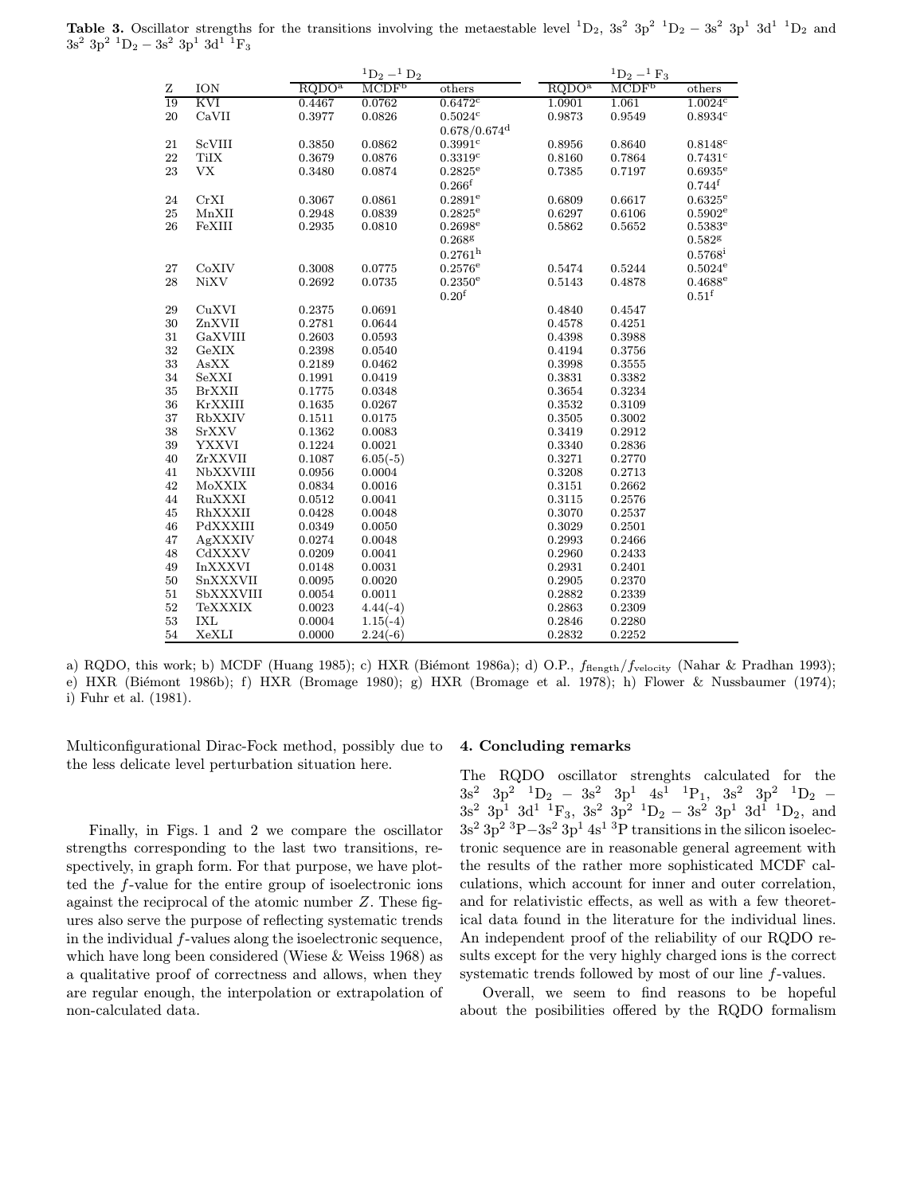**Table 3.** Oscillator strengths for the transitions involving the metaestable level $^1D_2$, $3s^2\ 3p^2\ ^1D_2 - 3s^2\ 3p^1\ 3d^1\ ^1D_2$ and $3s^2\ 3p^2\ ^1D_2 - 3s^2\ 3p^1\ 3d^1\ ^1F_3$

| | | $^1D_2 - ^1D_2$ | | | $^1D_2 - ^1F_3$ | | |
|---|---|---|---|---|---|---|---|
| Z | ION | RQDO[a] | MCDF[b] | others | RQDO[a] | MCDF[b] | others |
| 19 | KVI | 0.4467 | 0.0762 | 0.6472[c] | 1.0901 | 1.061 | 1.0024[c] |
| 20 | CaVII | 0.3977 | 0.0826 | 0.5024[c] | 0.9873 | 0.9549 | 0.8934[c] |
| | | | | 0.678/0.674[d] | | | |
| 21 | ScVIII | 0.3850 | 0.0862 | 0.3991[c] | 0.8956 | 0.8640 | 0.8148[c] |
| 22 | TiIX | 0.3679 | 0.0876 | 0.3319[c] | 0.8160 | 0.7864 | 0.7431[c] |
| 23 | VX | 0.3480 | 0.0874 | 0.2825[e] | 0.7385 | 0.7197 | 0.6935[e] |
| | | | | 0.266[f] | | | 0.744[f] |
| 24 | CrXI | 0.3067 | 0.0861 | 0.2891[e] | 0.6809 | 0.6617 | 0.6325[e] |
| 25 | MnXII | 0.2948 | 0.0839 | 0.2825[e] | 0.6297 | 0.6106 | 0.5902[e] |
| 26 | FeXIII | 0.2935 | 0.0810 | 0.2698[e] | 0.5862 | 0.5652 | 0.5383[e] |
| | | | | 0.268[g] | | | 0.582[g] |
| | | | | 0.2761[h] | | | 0.5768[i] |
| 27 | CoXIV | 0.3008 | 0.0775 | 0.2576[e] | 0.5474 | 0.5244 | 0.5024[e] |
| 28 | NiXV | 0.2692 | 0.0735 | 0.2350[e] | 0.5143 | 0.4878 | 0.4688[e] |
| | | | | 0.20[f] | | | 0.51[f] |
| 29 | CuXVI | 0.2375 | 0.0691 | | 0.4840 | 0.4547 | |
| 30 | ZnXVII | 0.2781 | 0.0644 | | 0.4578 | 0.4251 | |
| 31 | GaXVIII | 0.2603 | 0.0593 | | 0.4398 | 0.3988 | |
| 32 | GeXIX | 0.2398 | 0.0540 | | 0.4194 | 0.3756 | |
| 33 | AsXX | 0.2189 | 0.0462 | | 0.3998 | 0.3555 | |
| 34 | SeXXI | 0.1991 | 0.0419 | | 0.3831 | 0.3382 | |
| 35 | BrXXII | 0.1775 | 0.0348 | | 0.3654 | 0.3234 | |
| 36 | KrXXIII | 0.1635 | 0.0267 | | 0.3532 | 0.3109 | |
| 37 | RbXXIV | 0.1511 | 0.0175 | | 0.3505 | 0.3002 | |
| 38 | SrXXV | 0.1362 | 0.0083 | | 0.3419 | 0.2912 | |
| 39 | YXXVI | 0.1224 | 0.0021 | | 0.3340 | 0.2836 | |
| 40 | ZrXXVII | 0.1087 | 6.05(-5) | | 0.3271 | 0.2770 | |
| 41 | NbXXVIII | 0.0956 | 0.0004 | | 0.3208 | 0.2713 | |
| 42 | MoXXIX | 0.0834 | 0.0016 | | 0.3151 | 0.2662 | |
| 44 | RuXXXI | 0.0512 | 0.0041 | | 0.3115 | 0.2576 | |
| 45 | RhXXXII | 0.0428 | 0.0048 | | 0.3070 | 0.2537 | |
| 46 | PdXXXIII | 0.0349 | 0.0050 | | 0.3029 | 0.2501 | |
| 47 | AgXXXIV | 0.0274 | 0.0048 | | 0.2993 | 0.2466 | |
| 48 | CdXXXV | 0.0209 | 0.0041 | | 0.2960 | 0.2433 | |
| 49 | InXXXVI | 0.0148 | 0.0031 | | 0.2931 | 0.2401 | |
| 50 | SnXXXVII | 0.0095 | 0.0020 | | 0.2905 | 0.2370 | |
| 51 | SbXXXVIII | 0.0054 | 0.0011 | | 0.2882 | 0.2339 | |
| 52 | TeXXXIX | 0.0023 | 4.44(-4) | | 0.2863 | 0.2309 | |
| 53 | IXL | 0.0004 | 1.15(-4) | | 0.2846 | 0.2280 | |
| 54 | XeXLI | 0.0000 | 2.24(-6) | | 0.2832 | 0.2252 | |

a) RQDO, this work; b) MCDF (Huang 1985); c) HXR (Biémont 1986a); d) O.P., $f_{\rm flength}/f_{\rm velocity}$ (Nahar & Pradhan 1993); e) HXR (Biémont 1986b); f) HXR (Bromage 1980); g) HXR (Bromage et al. 1978); h) Flower & Nussbaumer (1974); i) Fuhr et al. (1981).

Multiconfigurational Dirac-Fock method, possibly due to the less delicate level perturbation situation here.

Finally, in Figs. 1 and 2 we compare the oscillator strengths corresponding to the last two transitions, respectively, in graph form. For that purpose, we have plotted the $f$-value for the entire group of isoelectronic ions against the reciprocal of the atomic number $Z$. These figures also serve the purpose of reflecting systematic trends in the individual $f$-values along the isoelectronic sequence, which have long been considered (Wiese & Weiss 1968) as a qualitative proof of correctness and allows, when they are regular enough, the interpolation or extrapolation of non-calculated data.

## 4. Concluding remarks

The RQDO oscillator strenghts calculated for the $3s^2\ 3p^2\ ^1D_2 - 3s^2\ 3p^1\ 4s^1\ ^1P_1$, $3s^2\ 3p^2\ ^1D_2 - 3s^2\ 3p^1\ 3d^1\ ^1F_3$, $3s^2\ 3p^2\ ^1D_2 - 3s^2\ 3p^1\ 3d^1\ ^1D_2$, and $3s^2\,3p^2\,^3P{-}3s^2\,3p^1\,4s^1\,^3P$ transitions in the silicon isoelectronic sequence are in reasonable general agreement with the results of the rather more sophisticated MCDF calculations, which account for inner and outer correlation, and for relativistic effects, as well as with a few theoretical data found in the literature for the individual lines. An independent proof of the reliability of our RQDO results except for the very highly charged ions is the correct systematic trends followed by most of our line $f$-values.

Overall, we seem to find reasons to be hopeful about the posibilities offered by the RQDO formalism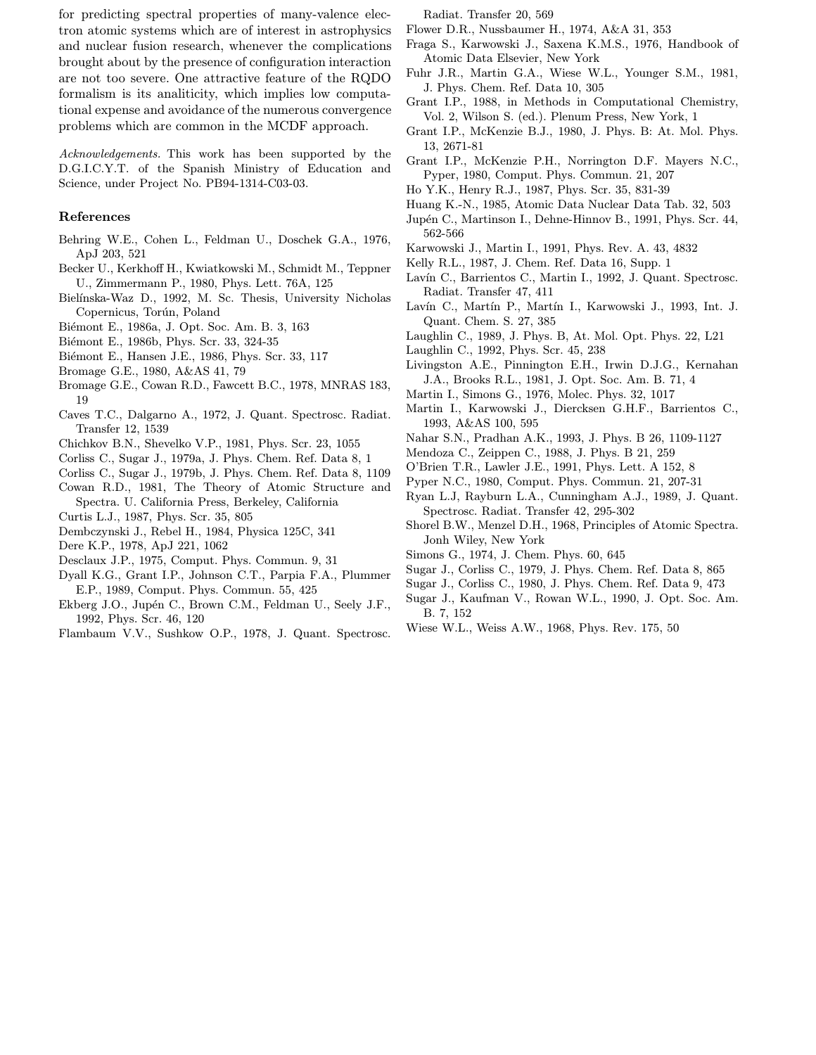for predicting spectral properties of many-valence electron atomic systems which are of interest in astrophysics and nuclear fusion research, whenever the complications brought about by the presence of configuration interaction are not too severe. One attractive feature of the RQDO formalism is its analiticity, which implies low computational expense and avoidance of the numerous convergence problems which are common in the MCDF approach.

*Acknowledgements.* This work has been supported by the D.G.I.C.Y.T. of the Spanish Ministry of Education and Science, under Project No. PB94-1314-C03-03.

## References

Behring W.E., Cohen L., Feldman U., Doschek G.A., 1976, ApJ 203, 521

Becker U., Kerkhoff H., Kwiatkowski M., Schmidt M., Teppner U., Zimmermann P., 1980, Phys. Lett. 76A, 125

Bielínska-Waz D., 1992, M. Sc. Thesis, University Nicholas Copernicus, Torún, Poland

Biémont E., 1986a, J. Opt. Soc. Am. B. 3, 163

Biémont E., 1986b, Phys. Scr. 33, 324-35

Biémont E., Hansen J.E., 1986, Phys. Scr. 33, 117

Bromage G.E., 1980, A&AS 41, 79

Bromage G.E., Cowan R.D., Fawcett B.C., 1978, MNRAS 183, 19

Caves T.C., Dalgarno A., 1972, J. Quant. Spectrosc. Radiat. Transfer 12, 1539

Chichkov B.N., Shevelko V.P., 1981, Phys. Scr. 23, 1055

Corliss C., Sugar J., 1979a, J. Phys. Chem. Ref. Data 8, 1

Corliss C., Sugar J., 1979b, J. Phys. Chem. Ref. Data 8, 1109

Cowan R.D., 1981, The Theory of Atomic Structure and Spectra. U. California Press, Berkeley, California

Curtis L.J., 1987, Phys. Scr. 35, 805

Dembczynski J., Rebel H., 1984, Physica 125C, 341

Dere K.P., 1978, ApJ 221, 1062

Desclaux J.P., 1975, Comput. Phys. Commun. 9, 31

Dyall K.G., Grant I.P., Johnson C.T., Parpia F.A., Plummer E.P., 1989, Comput. Phys. Commun. 55, 425

Ekberg J.O., Jupén C., Brown C.M., Feldman U., Seely J.F., 1992, Phys. Scr. 46, 120

Flambaum V.V., Sushkow O.P., 1978, J. Quant. Spectrosc. Radiat. Transfer 20, 569

Flower D.R., Nussbaumer H., 1974, A&A 31, 353

Fraga S., Karwowski J., Saxena K.M.S., 1976, Handbook of Atomic Data Elsevier, New York

Fuhr J.R., Martin G.A., Wiese W.L., Younger S.M., 1981, J. Phys. Chem. Ref. Data 10, 305

Grant I.P., 1988, in Methods in Computational Chemistry, Vol. 2, Wilson S. (ed.). Plenum Press, New York, 1

Grant I.P., McKenzie B.J., 1980, J. Phys. B: At. Mol. Phys. 13, 2671-81

Grant I.P., McKenzie P.H., Norrington D.F. Mayers N.C., Pyper, 1980, Comput. Phys. Commun. 21, 207

Ho Y.K., Henry R.J., 1987, Phys. Scr. 35, 831-39

Huang K.-N., 1985, Atomic Data Nuclear Data Tab. 32, 503

Jupén C., Martinson I., Dehne-Hinnov B., 1991, Phys. Scr. 44, 562-566

Karwowski J., Martin I., 1991, Phys. Rev. A. 43, 4832

Kelly R.L., 1987, J. Chem. Ref. Data 16, Supp. 1

Lavín C., Barrientos C., Martin I., 1992, J. Quant. Spectrosc. Radiat. Transfer 47, 411

Lavín C., Martín P., Martín I., Karwowski J., 1993, Int. J. Quant. Chem. S. 27, 385

Laughlin C., 1989, J. Phys. B, At. Mol. Opt. Phys. 22, L21

Laughlin C., 1992, Phys. Scr. 45, 238

Livingston A.E., Pinnington E.H., Irwin D.J.G., Kernahan J.A., Brooks R.L., 1981, J. Opt. Soc. Am. B. 71, 4

Martin I., Simons G., 1976, Molec. Phys. 32, 1017

Martin I., Karwowski J., Diercksen G.H.F., Barrientos C., 1993, A&AS 100, 595

Nahar S.N., Pradhan A.K., 1993, J. Phys. B 26, 1109-1127

Mendoza C., Zeippen C., 1988, J. Phys. B 21, 259

O'Brien T.R., Lawler J.E., 1991, Phys. Lett. A 152, 8

Pyper N.C., 1980, Comput. Phys. Commun. 21, 207-31

Ryan L.J, Rayburn L.A., Cunningham A.J., 1989, J. Quant. Spectrosc. Radiat. Transfer 42, 295-302

Shorel B.W., Menzel D.H., 1968, Principles of Atomic Spectra. Jonh Wiley, New York

Simons G., 1974, J. Chem. Phys. 60, 645

Sugar J., Corliss C., 1979, J. Phys. Chem. Ref. Data 8, 865

Sugar J., Corliss C., 1980, J. Phys. Chem. Ref. Data 9, 473

Sugar J., Kaufman V., Rowan W.L., 1990, J. Opt. Soc. Am. B. 7, 152

Wiese W.L., Weiss A.W., 1968, Phys. Rev. 175, 50